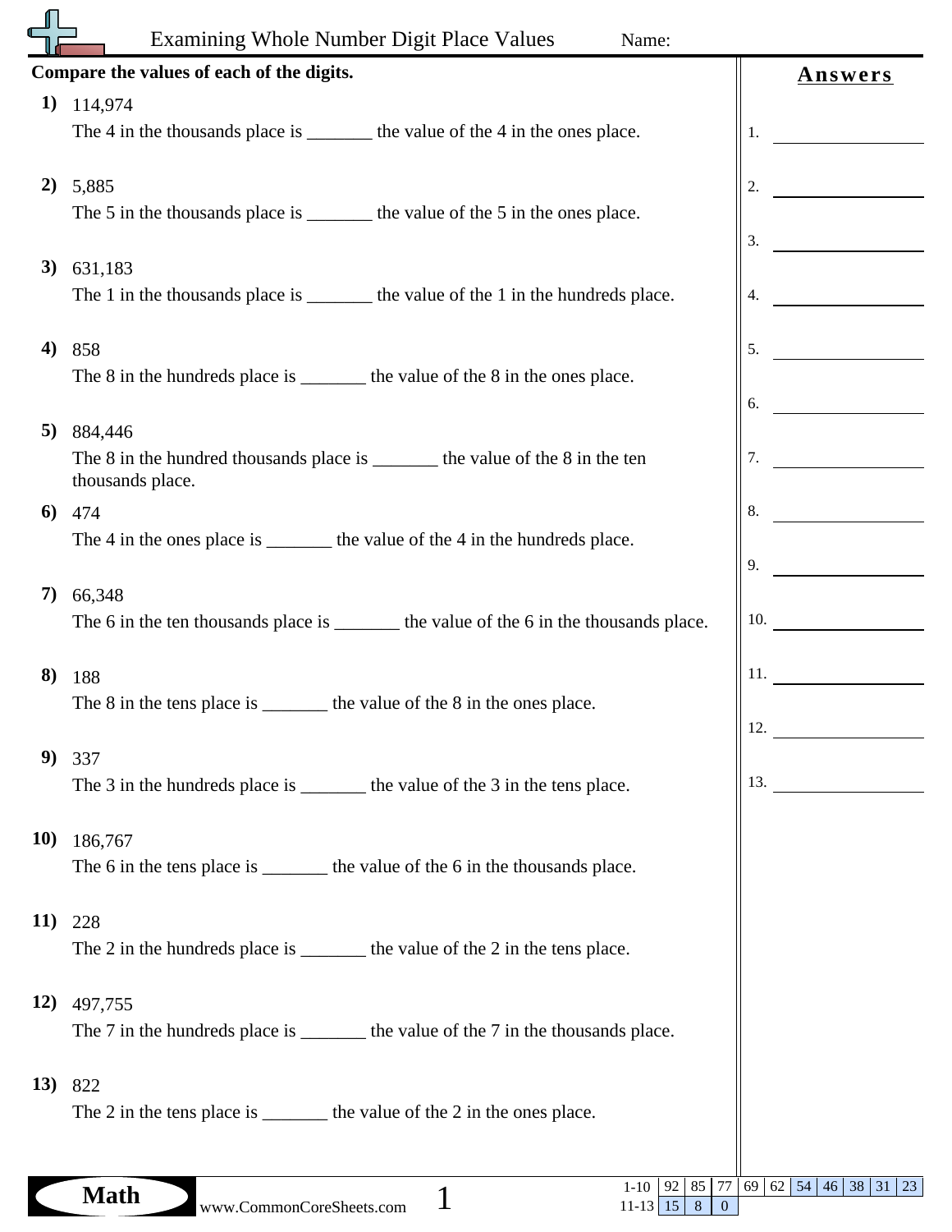# Examining Whole Number Digit Place Values

Name:

**Compare the values of each of the digits.**

**1)** 114,974
The 4 in the thousands place is _______ the value of the 4 in the ones place.

**2)** 5,885
The 5 in the thousands place is _______ the value of the 5 in the ones place.

**3)** 631,183
The 1 in the thousands place is _______ the value of the 1 in the hundreds place.

**4)** 858
The 8 in the hundreds place is _______ the value of the 8 in the ones place.

**5)** 884,446
The 8 in the hundred thousands place is _______ the value of the 8 in the ten thousands place.

**6)** 474
The 4 in the ones place is _______ the value of the 4 in the hundreds place.

**7)** 66,348
The 6 in the ten thousands place is _______ the value of the 6 in the thousands place.

**8)** 188
The 8 in the tens place is _______ the value of the 8 in the ones place.

**9)** 337
The 3 in the hundreds place is _______ the value of the 3 in the tens place.

**10)** 186,767
The 6 in the tens place is _______ the value of the 6 in the thousands place.

**11)** 228
The 2 in the hundreds place is _______ the value of the 2 in the tens place.

**12)** 497,755
The 7 in the hundreds place is _______ the value of the 7 in the thousands place.

**13)** 822
The 2 in the tens place is _______ the value of the 2 in the ones place.

## Answers

1. __________
2. __________
3. __________
4. __________
5. __________
6. __________
7. __________
8. __________
9. __________
10. __________
11. __________
12. __________
13. __________

Math

www.CommonCoreSheets.com

| | | | | | | | | | | |
|---|---|---|---|---|---|---|---|---|---|---|
| 1-10 | 92 | 85 | 77 | 69 | 62 | 54 | 46 | 38 | 31 | 23 |
| 11-13 | 15 | 8 | 0 | | | | | | | |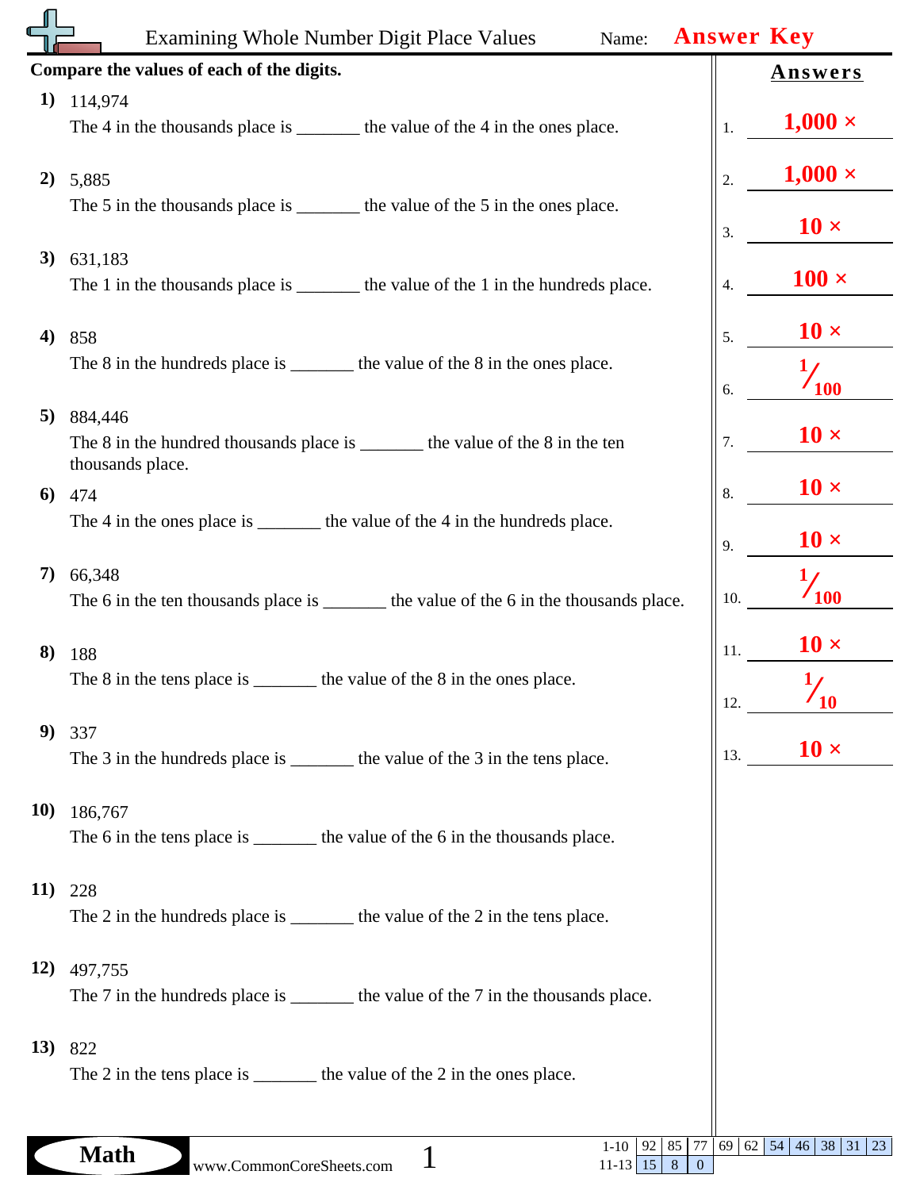# Examining Whole Number Digit Place Values

Name: **Answer Key**

**Compare the values of each of the digits.**

**1)** 114,974
The 4 in the thousands place is _______ the value of the 4 in the ones place.

**2)** 5,885
The 5 in the thousands place is _______ the value of the 5 in the ones place.

**3)** 631,183
The 1 in the thousands place is _______ the value of the 1 in the hundreds place.

**4)** 858
The 8 in the hundreds place is _______ the value of the 8 in the ones place.

**5)** 884,446
The 8 in the hundred thousands place is _______ the value of the 8 in the ten thousands place.

**6)** 474
The 4 in the ones place is _______ the value of the 4 in the hundreds place.

**7)** 66,348
The 6 in the ten thousands place is _______ the value of the 6 in the thousands place.

**8)** 188
The 8 in the tens place is _______ the value of the 8 in the ones place.

**9)** 337
The 3 in the hundreds place is _______ the value of the 3 in the tens place.

**10)** 186,767
The 6 in the tens place is _______ the value of the 6 in the thousands place.

**11)** 228
The 2 in the hundreds place is _______ the value of the 2 in the tens place.

**12)** 497,755
The 7 in the hundreds place is _______ the value of the 7 in the thousands place.

**13)** 822
The 2 in the tens place is _______ the value of the 2 in the ones place.

## Answers

1. 1,000 ×
2. 1,000 ×
3. 10 ×
4. 100 ×
5. 10 ×
6. $\frac{1}{100}$
7. 10 ×
8. 10 ×
9. 10 ×
10. $\frac{1}{100}$
11. 10 ×
12. $\frac{1}{10}$
13. 10 ×

Math www.CommonCoreSheets.com

| | | | | | | | | | | |
|---|---|---|---|---|---|---|---|---|---|---|
| 1-10 | 92 | 85 | 77 | 69 | 62 | 54 | 46 | 38 | 31 | 23 |
| 11-13 | 15 | 8 | 0 | | | | | | | |